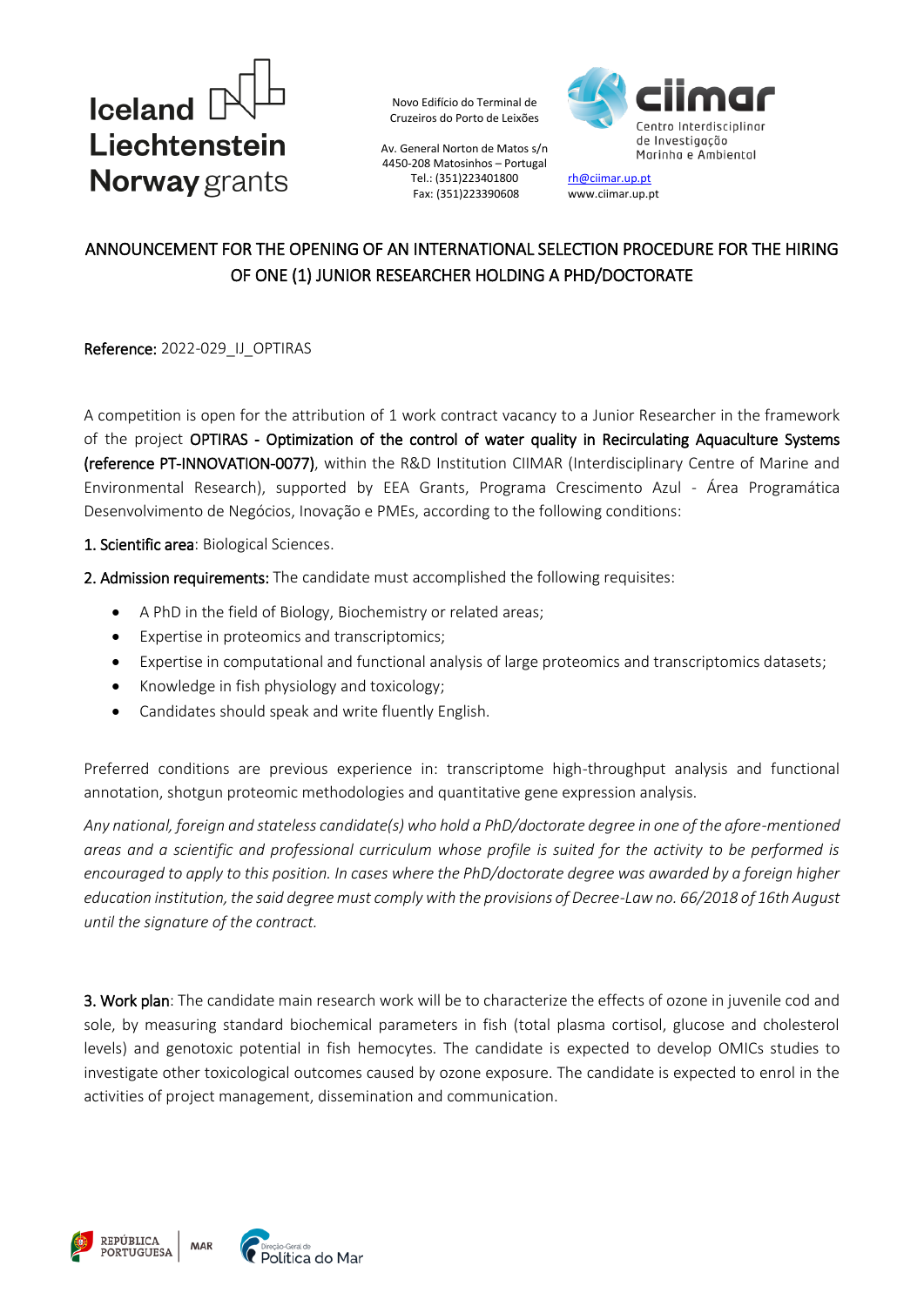Novo Edifício do Terminal de Cruzeiros do Porto de Leixões

Av. General Norton de Matos s/n
4450-208 Matosinhos – Portugal
Tel.: (351)223401800
Fax: (351)223390608

rh@ciimar.up.pt
www.ciimar.up.pt

# ANNOUNCEMENT FOR THE OPENING OF AN INTERNATIONAL SELECTION PROCEDURE FOR THE HIRING OF ONE (1) JUNIOR RESEARCHER HOLDING A PHD/DOCTORATE

**Reference:** 2022-029_IJ_OPTIRAS

A competition is open for the attribution of 1 work contract vacancy to a Junior Researcher in the framework of the project **OPTIRAS - Optimization of the control of water quality in Recirculating Aquaculture Systems (reference PT-INNOVATION-0077)**, within the R&D Institution CIIMAR (Interdisciplinary Centre of Marine and Environmental Research), supported by EEA Grants, Programa Crescimento Azul - Área Programática Desenvolvimento de Negócios, Inovação e PMEs, according to the following conditions:

**1. Scientific area**: Biological Sciences.

**2. Admission requirements:** The candidate must accomplished the following requisites:

- A PhD in the field of Biology, Biochemistry or related areas;
- Expertise in proteomics and transcriptomics;
- Expertise in computational and functional analysis of large proteomics and transcriptomics datasets;
- Knowledge in fish physiology and toxicology;
- Candidates should speak and write fluently English.

Preferred conditions are previous experience in: transcriptome high-throughput analysis and functional annotation, shotgun proteomic methodologies and quantitative gene expression analysis.

*Any national, foreign and stateless candidate(s) who hold a PhD/doctorate degree in one of the afore-mentioned areas and a scientific and professional curriculum whose profile is suited for the activity to be performed is encouraged to apply to this position. In cases where the PhD/doctorate degree was awarded by a foreign higher education institution, the said degree must comply with the provisions of Decree-Law no. 66/2018 of 16th August until the signature of the contract.*

**3. Work plan**: The candidate main research work will be to characterize the effects of ozone in juvenile cod and sole, by measuring standard biochemical parameters in fish (total plasma cortisol, glucose and cholesterol levels) and genotoxic potential in fish hemocytes. The candidate is expected to develop OMICs studies to investigate other toxicological outcomes caused by ozone exposure. The candidate is expected to enrol in the activities of project management, dissemination and communication.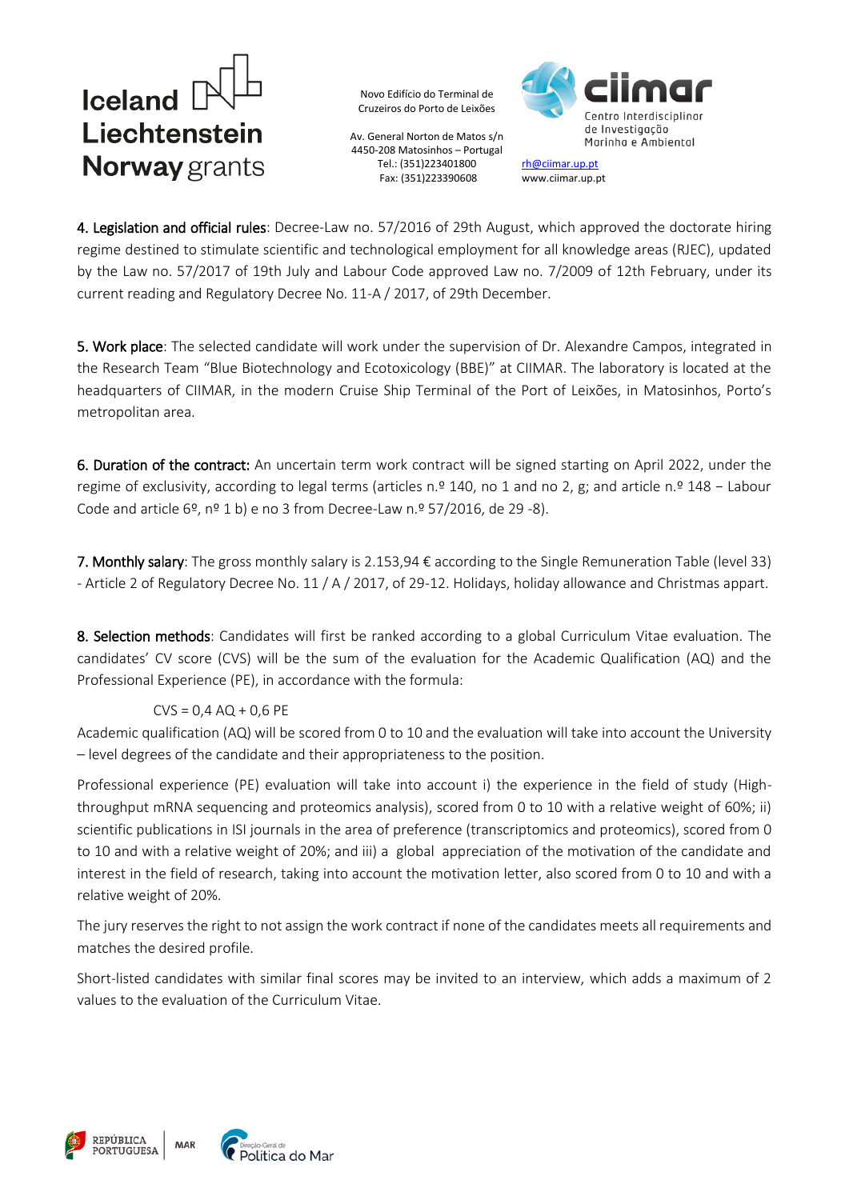**4. Legislation and official rules**: Decree-Law no. 57/2016 of 29th August, which approved the doctorate hiring regime destined to stimulate scientific and technological employment for all knowledge areas (RJEC), updated by the Law no. 57/2017 of 19th July and Labour Code approved Law no. 7/2009 of 12th February, under its current reading and Regulatory Decree No. 11-A / 2017, of 29th December.

**5. Work place**: The selected candidate will work under the supervision of Dr. Alexandre Campos, integrated in the Research Team "Blue Biotechnology and Ecotoxicology (BBE)" at CIIMAR. The laboratory is located at the headquarters of CIIMAR, in the modern Cruise Ship Terminal of the Port of Leixões, in Matosinhos, Porto's metropolitan area.

**6. Duration of the contract:** An uncertain term work contract will be signed starting on April 2022, under the regime of exclusivity, according to legal terms (articles n.º 140, no 1 and no 2, g; and article n.º 148 – Labour Code and article 6º, nº 1 b) e no 3 from Decree-Law n.º 57/2016, de 29 -8).

**7. Monthly salary**: The gross monthly salary is 2.153,94 € according to the Single Remuneration Table (level 33) - Article 2 of Regulatory Decree No. 11 / A / 2017, of 29-12. Holidays, holiday allowance and Christmas appart.

**8. Selection methods**: Candidates will first be ranked according to a global Curriculum Vitae evaluation. The candidates' CV score (CVS) will be the sum of the evaluation for the Academic Qualification (AQ) and the Professional Experience (PE), in accordance with the formula:

$$CVS = 0{,}4\ AQ + 0{,}6\ PE$$

Academic qualification (AQ) will be scored from 0 to 10 and the evaluation will take into account the University – level degrees of the candidate and their appropriateness to the position.

Professional experience (PE) evaluation will take into account i) the experience in the field of study (High-throughput mRNA sequencing and proteomics analysis), scored from 0 to 10 with a relative weight of 60%; ii) scientific publications in ISI journals in the area of preference (transcriptomics and proteomics), scored from 0 to 10 and with a relative weight of 20%; and iii) a global appreciation of the motivation of the candidate and interest in the field of research, taking into account the motivation letter, also scored from 0 to 10 and with a relative weight of 20%.

The jury reserves the right to not assign the work contract if none of the candidates meets all requirements and matches the desired profile.

Short-listed candidates with similar final scores may be invited to an interview, which adds a maximum of 2 values to the evaluation of the Curriculum Vitae.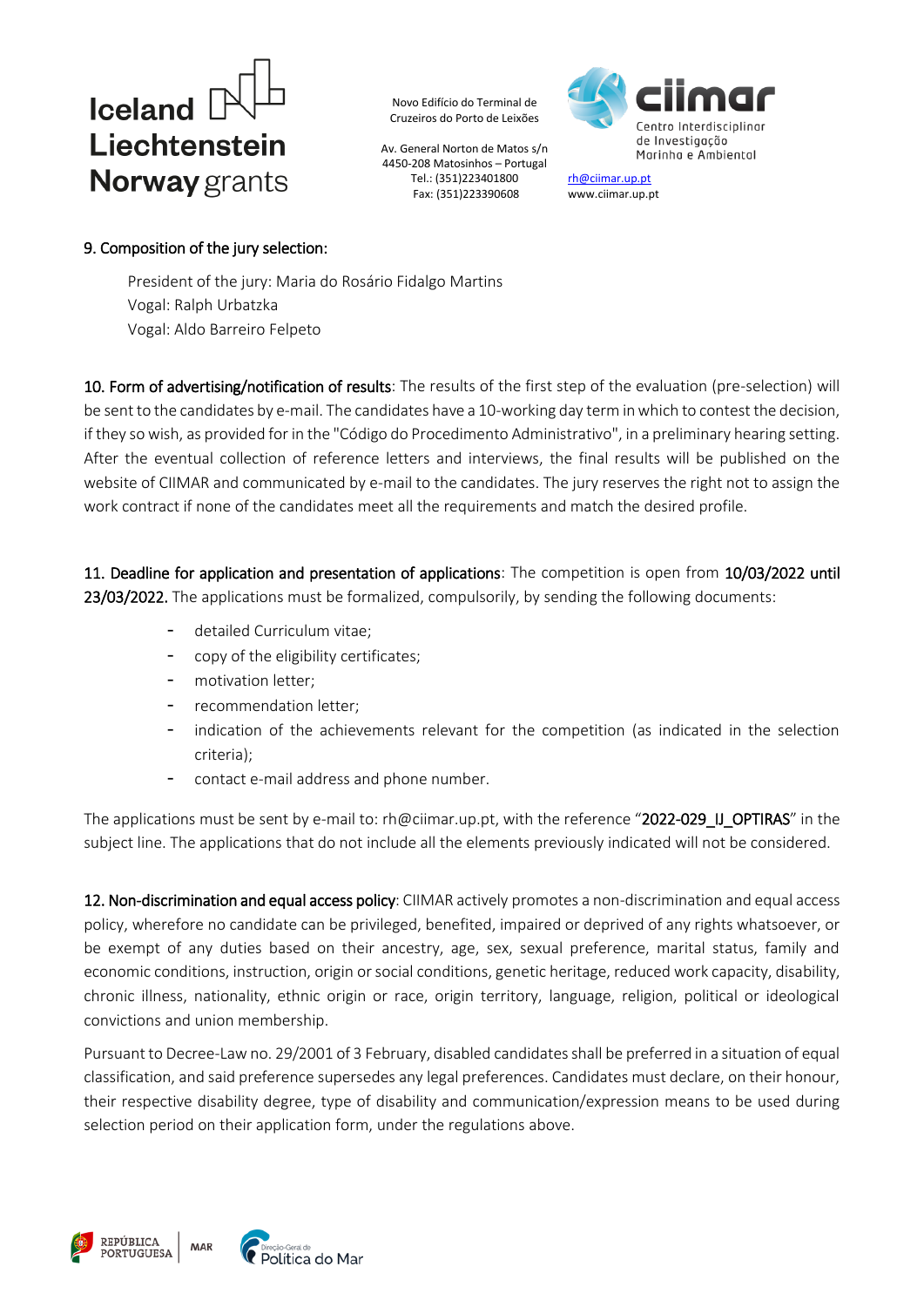**9. Composition of the jury selection:**

President of the jury: Maria do Rosário Fidalgo Martins
Vogal: Ralph Urbatzka
Vogal: Aldo Barreiro Felpeto

**10. Form of advertising/notification of results**: The results of the first step of the evaluation (pre-selection) will be sent to the candidates by e-mail. The candidates have a 10-working day term in which to contest the decision, if they so wish, as provided for in the "Código do Procedimento Administrativo", in a preliminary hearing setting. After the eventual collection of reference letters and interviews, the final results will be published on the website of CIIMAR and communicated by e-mail to the candidates. The jury reserves the right not to assign the work contract if none of the candidates meet all the requirements and match the desired profile.

**11. Deadline for application and presentation of applications**: The competition is open from **10/03/2022 until 23/03/2022.** The applications must be formalized, compulsorily, by sending the following documents:

- detailed Curriculum vitae;
- copy of the eligibility certificates;
- motivation letter;
- recommendation letter;
- indication of the achievements relevant for the competition (as indicated in the selection criteria);
- contact e-mail address and phone number.

The applications must be sent by e-mail to: rh@ciimar.up.pt, with the reference "**2022-029_IJ_OPTIRAS**" in the subject line. The applications that do not include all the elements previously indicated will not be considered.

**12. Non-discrimination and equal access policy**: CIIMAR actively promotes a non-discrimination and equal access policy, wherefore no candidate can be privileged, benefited, impaired or deprived of any rights whatsoever, or be exempt of any duties based on their ancestry, age, sex, sexual preference, marital status, family and economic conditions, instruction, origin or social conditions, genetic heritage, reduced work capacity, disability, chronic illness, nationality, ethnic origin or race, origin territory, language, religion, political or ideological convictions and union membership.

Pursuant to Decree-Law no. 29/2001 of 3 February, disabled candidates shall be preferred in a situation of equal classification, and said preference supersedes any legal preferences. Candidates must declare, on their honour, their respective disability degree, type of disability and communication/expression means to be used during selection period on their application form, under the regulations above.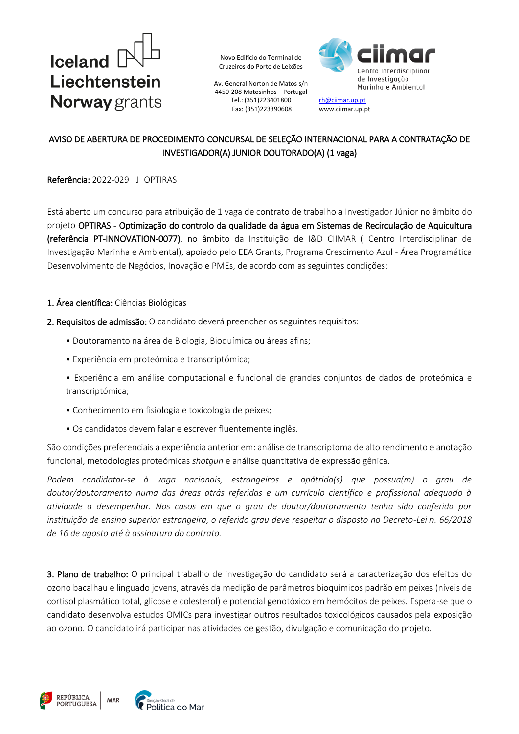AVISO DE ABERTURA DE PROCEDIMENTO CONCURSAL DE SELEÇÃO INTERNACIONAL PARA A CONTRATAÇÃO DE INVESTIGADOR(A) JUNIOR DOUTORADO(A) (1 vaga)

Referência: 2022-029_IJ_OPTIRAS

Está aberto um concurso para atribuição de 1 vaga de contrato de trabalho a Investigador Júnior no âmbito do projeto **OPTIRAS - Optimização do controlo da qualidade da água em Sistemas de Recirculação de Aquicultura (referência PT-INNOVATION-0077)**, no âmbito da Instituição de I&D CIIMAR ( Centro Interdisciplinar de Investigação Marinha e Ambiental), apoiado pelo EEA Grants, Programa Crescimento Azul - Área Programática Desenvolvimento de Negócios, Inovação e PMEs, de acordo com as seguintes condições:

**1. Área científica:** Ciências Biológicas

**2. Requisitos de admissão:** O candidato deverá preencher os seguintes requisitos:

- Doutoramento na área de Biologia, Bioquímica ou áreas afins;
- Experiência em proteómica e transcriptómica;
- Experiência em análise computacional e funcional de grandes conjuntos de dados de proteómica e transcriptómica;
- Conhecimento em fisiologia e toxicologia de peixes;
- Os candidatos devem falar e escrever fluentemente inglês.

São condições preferenciais a experiência anterior em: análise de transcriptoma de alto rendimento e anotação funcional, metodologias proteómicas *shotgun* e análise quantitativa de expressão gênica.

*Podem candidatar-se à vaga nacionais, estrangeiros e apátrida(s) que possua(m) o grau de doutor/doutoramento numa das áreas atrás referidas e um currículo científico e profissional adequado à atividade a desempenhar. Nos casos em que o grau de doutor/doutoramento tenha sido conferido por instituição de ensino superior estrangeira, o referido grau deve respeitar o disposto no Decreto-Lei n. 66/2018 de 16 de agosto até à assinatura do contrato.*

**3. Plano de trabalho:** O principal trabalho de investigação do candidato será a caracterização dos efeitos do ozono bacalhau e linguado jovens, através da medição de parâmetros bioquímicos padrão em peixes (níveis de cortisol plasmático total, glicose e colesterol) e potencial genotóxico em hemócitos de peixes. Espera-se que o candidato desenvolva estudos OMICs para investigar outros resultados toxicológicos causados pela exposição ao ozono. O candidato irá participar nas atividades de gestão, divulgação e comunicação do projeto.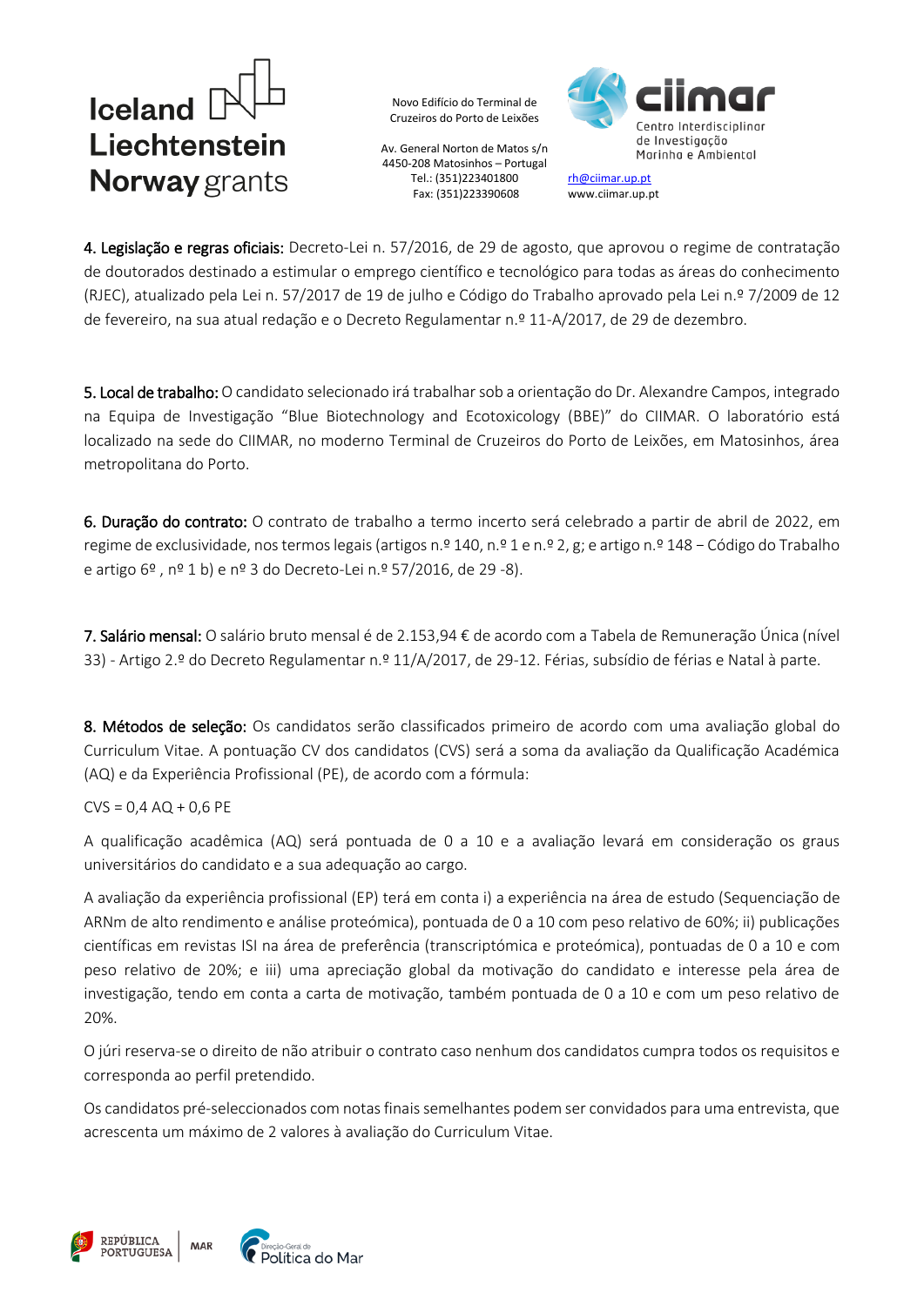**4. Legislação e regras oficiais:** Decreto-Lei n. 57/2016, de 29 de agosto, que aprovou o regime de contratação de doutorados destinado a estimular o emprego científico e tecnológico para todas as áreas do conhecimento (RJEC), atualizado pela Lei n. 57/2017 de 19 de julho e Código do Trabalho aprovado pela Lei n.º 7/2009 de 12 de fevereiro, na sua atual redação e o Decreto Regulamentar n.º 11-A/2017, de 29 de dezembro.

**5. Local de trabalho:** O candidato selecionado irá trabalhar sob a orientação do Dr. Alexandre Campos, integrado na Equipa de Investigação "Blue Biotechnology and Ecotoxicology (BBE)" do CIIMAR. O laboratório está localizado na sede do CIIMAR, no moderno Terminal de Cruzeiros do Porto de Leixões, em Matosinhos, área metropolitana do Porto.

**6. Duração do contrato:** O contrato de trabalho a termo incerto será celebrado a partir de abril de 2022, em regime de exclusividade, nos termos legais (artigos n.º 140, n.º 1 e n.º 2, g; e artigo n.º 148 – Código do Trabalho e artigo 6º , nº 1 b) e nº 3 do Decreto-Lei n.º 57/2016, de 29 -8).

**7. Salário mensal:** O salário bruto mensal é de 2.153,94 € de acordo com a Tabela de Remuneração Única (nível 33) - Artigo 2.º do Decreto Regulamentar n.º 11/A/2017, de 29-12. Férias, subsídio de férias e Natal à parte.

**8. Métodos de seleção:** Os candidatos serão classificados primeiro de acordo com uma avaliação global do Curriculum Vitae. A pontuação CV dos candidatos (CVS) será a soma da avaliação da Qualificação Académica (AQ) e da Experiência Profissional (PE), de acordo com a fórmula:

$$CVS = 0{,}4\ AQ + 0{,}6\ PE$$

A qualificação acadêmica (AQ) será pontuada de 0 a 10 e a avaliação levará em consideração os graus universitários do candidato e a sua adequação ao cargo.

A avaliação da experiência profissional (EP) terá em conta i) a experiência na área de estudo (Sequenciação de ARNm de alto rendimento e análise proteómica), pontuada de 0 a 10 com peso relativo de 60%; ii) publicações científicas em revistas ISI na área de preferência (transcriptómica e proteómica), pontuadas de 0 a 10 e com peso relativo de 20%; e iii) uma apreciação global da motivação do candidato e interesse pela área de investigação, tendo em conta a carta de motivação, também pontuada de 0 a 10 e com um peso relativo de 20%.

O júri reserva-se o direito de não atribuir o contrato caso nenhum dos candidatos cumpra todos os requisitos e corresponda ao perfil pretendido.

Os candidatos pré-seleccionados com notas finais semelhantes podem ser convidados para uma entrevista, que acrescenta um máximo de 2 valores à avaliação do Curriculum Vitae.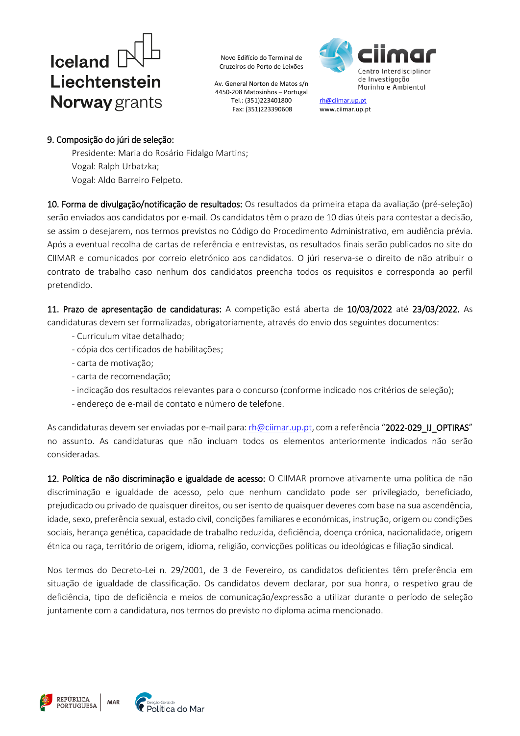9. Composição do júri de seleção:

Presidente: Maria do Rosário Fidalgo Martins;
Vogal: Ralph Urbatzka;
Vogal: Aldo Barreiro Felpeto.

10. Forma de divulgação/notificação de resultados: Os resultados da primeira etapa da avaliação (pré-seleção) serão enviados aos candidatos por e-mail. Os candidatos têm o prazo de 10 dias úteis para contestar a decisão, se assim o desejarem, nos termos previstos no Código do Procedimento Administrativo, em audiência prévia. Após a eventual recolha de cartas de referência e entrevistas, os resultados finais serão publicados no site do CIIMAR e comunicados por correio eletrónico aos candidatos. O júri reserva-se o direito de não atribuir o contrato de trabalho caso nenhum dos candidatos preencha todos os requisitos e corresponda ao perfil pretendido.

11. Prazo de apresentação de candidaturas: A competição está aberta de **10/03/2022** até **23/03/2022.** As candidaturas devem ser formalizadas, obrigatoriamente, através do envio dos seguintes documentos:

- Curriculum vitae detalhado;
- cópia dos certificados de habilitações;
- carta de motivação;
- carta de recomendação;
- indicação dos resultados relevantes para o concurso (conforme indicado nos critérios de seleção);
- endereço de e-mail de contato e número de telefone.

As candidaturas devem ser enviadas por e-mail para: rh@ciimar.up.pt, com a referência "**2022-029_IJ_OPTIRAS**" no assunto. As candidaturas que não incluam todos os elementos anteriormente indicados não serão consideradas.

12. Política de não discriminação e igualdade de acesso: O CIIMAR promove ativamente uma política de não discriminação e igualdade de acesso, pelo que nenhum candidato pode ser privilegiado, beneficiado, prejudicado ou privado de quaisquer direitos, ou ser isento de quaisquer deveres com base na sua ascendência, idade, sexo, preferência sexual, estado civil, condições familiares e económicas, instrução, origem ou condições sociais, herança genética, capacidade de trabalho reduzida, deficiência, doença crónica, nacionalidade, origem étnica ou raça, território de origem, idioma, religião, convicções políticas ou ideológicas e filiação sindical.

Nos termos do Decreto-Lei n. 29/2001, de 3 de Fevereiro, os candidatos deficientes têm preferência em situação de igualdade de classificação. Os candidatos devem declarar, por sua honra, o respetivo grau de deficiência, tipo de deficiência e meios de comunicação/expressão a utilizar durante o período de seleção juntamente com a candidatura, nos termos do previsto no diploma acima mencionado.